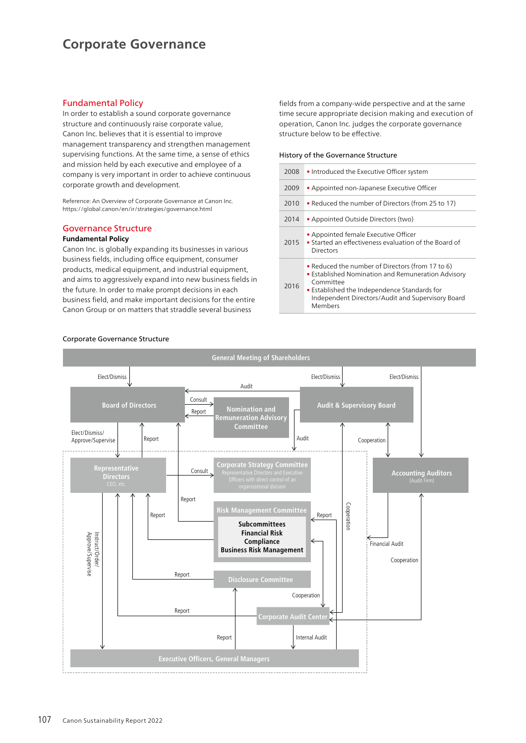# Corporate Governance

## Fundamental Policy

In order to establish a sound corporate governance structure and continuously raise corporate value, Canon Inc. believes that it is essential to improve management transparency and strengthen management supervising functions. At the same time, a sense of ethics and mission held by each executive and employee of a company is very important in order to achieve continuous corporate growth and development.

Reference: An Overview of Corporate Governance at Canon Inc.
https://global.canon/en/ir/strategies/governance.html

## Governance Structure

**Fundamental Policy**

Canon Inc. is globally expanding its businesses in various business fields, including office equipment, consumer products, medical equipment, and industrial equipment, and aims to aggressively expand into new business fields in the future. In order to make prompt decisions in each business field, and make important decisions for the entire Canon Group or on matters that straddle several business fields from a company-wide perspective and at the same time secure appropriate decision making and execution of operation, Canon Inc. judges the corporate governance structure below to be effective.

History of the Governance Structure

| Year | Event |
|---|---|
| 2008 | • Introduced the Executive Officer system |
| 2009 | • Appointed non-Japanese Executive Officer |
| 2010 | • Reduced the number of Directors (from 25 to 17) |
| 2014 | • Appointed Outside Directors (two) |
| 2015 | • Appointed female Executive Officer<br>• Started an effectiveness evaluation of the Board of Directors |
| 2016 | • Reduced the number of Directors (from 17 to 6)<br>• Established Nomination and Remuneration Advisory Committee<br>• Established the Independence Standards for Independent Directors/Audit and Supervisory Board Members |

Corporate Governance Structure

General Meeting of Shareholders

Elect/Dismiss — Elect/Dismiss — Elect/Dismiss

Board of Directors — Audit — Consult — Report — Nomination and Remuneration Advisory Committee — Audit & Supervisory Board

Elect/Dismiss/Approve/Supervise — Report — Audit — Cooperation

Representative Directors (CEO, etc.) — Consult — Corporate Strategy Committee (Representative Directors and Executive Officers with direct control of an organizational division) — Accounting Auditors (Audit Firm)

Report — Report — Risk Management Committee — Subcommittees: Financial Risk, Compliance, Business Risk Management — Report — Cooperation — Financial Audit — Cooperation

Instruct/Order/Approve/Supervise — Report — Disclosure Committee — Cooperation

Report — Corporate Audit Center — Report — Internal Audit

Executive Officers, General Managers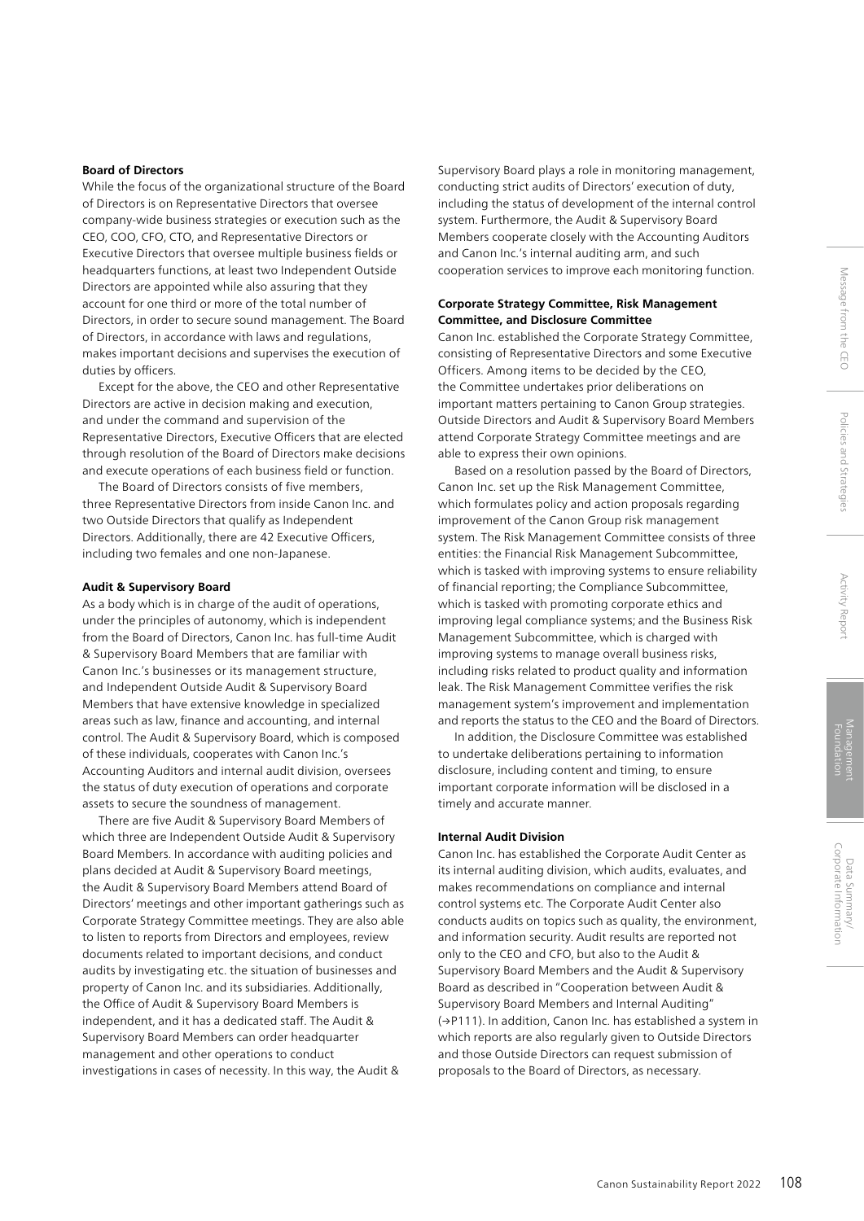**Board of Directors**

While the focus of the organizational structure of the Board of Directors is on Representative Directors that oversee company-wide business strategies or execution such as the CEO, COO, CFO, CTO, and Representative Directors or Executive Directors that oversee multiple business fields or headquarters functions, at least two Independent Outside Directors are appointed while also assuring that they account for one third or more of the total number of Directors, in order to secure sound management. The Board of Directors, in accordance with laws and regulations, makes important decisions and supervises the execution of duties by officers.

Except for the above, the CEO and other Representative Directors are active in decision making and execution, and under the command and supervision of the Representative Directors, Executive Officers that are elected through resolution of the Board of Directors make decisions and execute operations of each business field or function.

The Board of Directors consists of five members, three Representative Directors from inside Canon Inc. and two Outside Directors that qualify as Independent Directors. Additionally, there are 42 Executive Officers, including two females and one non-Japanese.

**Audit & Supervisory Board**

As a body which is in charge of the audit of operations, under the principles of autonomy, which is independent from the Board of Directors, Canon Inc. has full-time Audit & Supervisory Board Members that are familiar with Canon Inc.'s businesses or its management structure, and Independent Outside Audit & Supervisory Board Members that have extensive knowledge in specialized areas such as law, finance and accounting, and internal control. The Audit & Supervisory Board, which is composed of these individuals, cooperates with Canon Inc.'s Accounting Auditors and internal audit division, oversees the status of duty execution of operations and corporate assets to secure the soundness of management.

There are five Audit & Supervisory Board Members of which three are Independent Outside Audit & Supervisory Board Members. In accordance with auditing policies and plans decided at Audit & Supervisory Board meetings, the Audit & Supervisory Board Members attend Board of Directors' meetings and other important gatherings such as Corporate Strategy Committee meetings. They are also able to listen to reports from Directors and employees, review documents related to important decisions, and conduct audits by investigating etc. the situation of businesses and property of Canon Inc. and its subsidiaries. Additionally, the Office of Audit & Supervisory Board Members is independent, and it has a dedicated staff. The Audit & Supervisory Board Members can order headquarter management and other operations to conduct investigations in cases of necessity. In this way, the Audit & Supervisory Board plays a role in monitoring management, conducting strict audits of Directors' execution of duty, including the status of development of the internal control system. Furthermore, the Audit & Supervisory Board Members cooperate closely with the Accounting Auditors and Canon Inc.'s internal auditing arm, and such cooperation services to improve each monitoring function.

**Corporate Strategy Committee, Risk Management Committee, and Disclosure Committee**

Canon Inc. established the Corporate Strategy Committee, consisting of Representative Directors and some Executive Officers. Among items to be decided by the CEO, the Committee undertakes prior deliberations on important matters pertaining to Canon Group strategies. Outside Directors and Audit & Supervisory Board Members attend Corporate Strategy Committee meetings and are able to express their own opinions.

Based on a resolution passed by the Board of Directors, Canon Inc. set up the Risk Management Committee, which formulates policy and action proposals regarding improvement of the Canon Group risk management system. The Risk Management Committee consists of three entities: the Financial Risk Management Subcommittee, which is tasked with improving systems to ensure reliability of financial reporting; the Compliance Subcommittee, which is tasked with promoting corporate ethics and improving legal compliance systems; and the Business Risk Management Subcommittee, which is charged with improving systems to manage overall business risks, including risks related to product quality and information leak. The Risk Management Committee verifies the risk management system's improvement and implementation and reports the status to the CEO and the Board of Directors.

In addition, the Disclosure Committee was established to undertake deliberations pertaining to information disclosure, including content and timing, to ensure important corporate information will be disclosed in a timely and accurate manner.

**Internal Audit Division**

Canon Inc. has established the Corporate Audit Center as its internal auditing division, which audits, evaluates, and makes recommendations on compliance and internal control systems etc. The Corporate Audit Center also conducts audits on topics such as quality, the environment, and information security. Audit results are reported not only to the CEO and CFO, but also to the Audit & Supervisory Board Members and the Audit & Supervisory Board as described in "Cooperation between Audit & Supervisory Board Members and Internal Auditing" (→P111). In addition, Canon Inc. has established a system in which reports are also regularly given to Outside Directors and those Outside Directors can request submission of proposals to the Board of Directors, as necessary.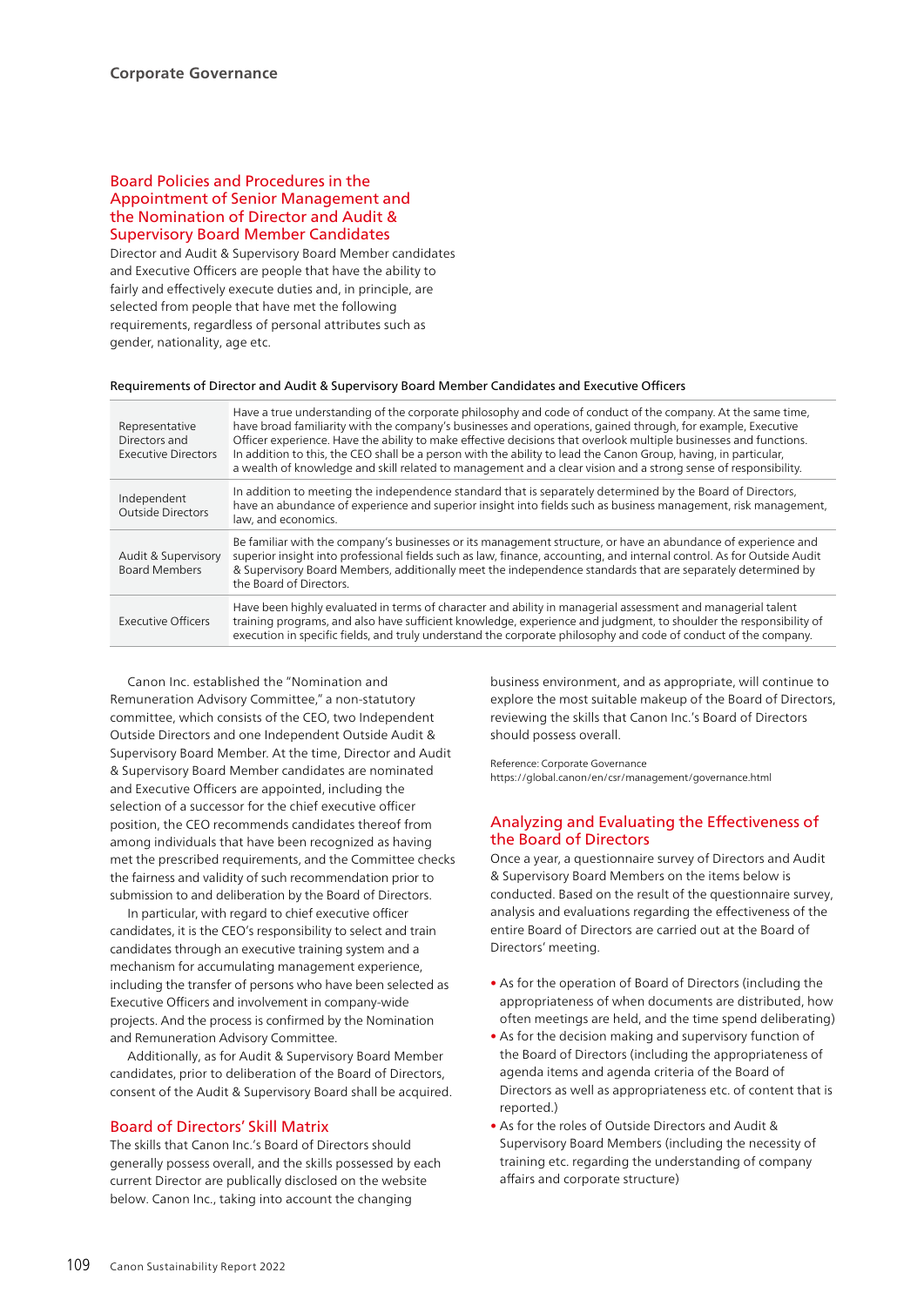## Board Policies and Procedures in the Appointment of Senior Management and the Nomination of Director and Audit & Supervisory Board Member Candidates

Director and Audit & Supervisory Board Member candidates and Executive Officers are people that have the ability to fairly and effectively execute duties and, in principle, are selected from people that have met the following requirements, regardless of personal attributes such as gender, nationality, age etc.

Requirements of Director and Audit & Supervisory Board Member Candidates and Executive Officers

| | |
|---|---|
| Representative Directors and Executive Directors | Have a true understanding of the corporate philosophy and code of conduct of the company. At the same time, have broad familiarity with the company's businesses and operations, gained through, for example, Executive Officer experience. Have the ability to make effective decisions that overlook multiple businesses and functions. In addition to this, the CEO shall be a person with the ability to lead the Canon Group, having, in particular, a wealth of knowledge and skill related to management and a clear vision and a strong sense of responsibility. |
| Independent Outside Directors | In addition to meeting the independence standard that is separately determined by the Board of Directors, have an abundance of experience and superior insight into fields such as business management, risk management, law, and economics. |
| Audit & Supervisory Board Members | Be familiar with the company's businesses or its management structure, or have an abundance of experience and superior insight into professional fields such as law, finance, accounting, and internal control. As for Outside Audit & Supervisory Board Members, additionally meet the independence standards that are separately determined by the Board of Directors. |
| Executive Officers | Have been highly evaluated in terms of character and ability in managerial assessment and managerial talent training programs, and also have sufficient knowledge, experience and judgment, to shoulder the responsibility of execution in specific fields, and truly understand the corporate philosophy and code of conduct of the company. |

Canon Inc. established the "Nomination and Remuneration Advisory Committee," a non-statutory committee, which consists of the CEO, two Independent Outside Directors and one Independent Outside Audit & Supervisory Board Member. At the time, Director and Audit & Supervisory Board Member candidates are nominated and Executive Officers are appointed, including the selection of a successor for the chief executive officer position, the CEO recommends candidates thereof from among individuals that have been recognized as having met the prescribed requirements, and the Committee checks the fairness and validity of such recommendation prior to submission to and deliberation by the Board of Directors.

In particular, with regard to chief executive officer candidates, it is the CEO's responsibility to select and train candidates through an executive training system and a mechanism for accumulating management experience, including the transfer of persons who have been selected as Executive Officers and involvement in company-wide projects. And the process is confirmed by the Nomination and Remuneration Advisory Committee.

Additionally, as for Audit & Supervisory Board Member candidates, prior to deliberation of the Board of Directors, consent of the Audit & Supervisory Board shall be acquired.

## Board of Directors' Skill Matrix

The skills that Canon Inc.'s Board of Directors should generally possess overall, and the skills possessed by each current Director are publically disclosed on the website below. Canon Inc., taking into account the changing business environment, and as appropriate, will continue to explore the most suitable makeup of the Board of Directors, reviewing the skills that Canon Inc.'s Board of Directors should possess overall.

Reference: Corporate Governance
https://global.canon/en/csr/management/governance.html

## Analyzing and Evaluating the Effectiveness of the Board of Directors

Once a year, a questionnaire survey of Directors and Audit & Supervisory Board Members on the items below is conducted. Based on the result of the questionnaire survey, analysis and evaluations regarding the effectiveness of the entire Board of Directors are carried out at the Board of Directors' meeting.

- As for the operation of Board of Directors (including the appropriateness of when documents are distributed, how often meetings are held, and the time spend deliberating)
- As for the decision making and supervisory function of the Board of Directors (including the appropriateness of agenda items and agenda criteria of the Board of Directors as well as appropriateness etc. of content that is reported.)
- As for the roles of Outside Directors and Audit & Supervisory Board Members (including the necessity of training etc. regarding the understanding of company affairs and corporate structure)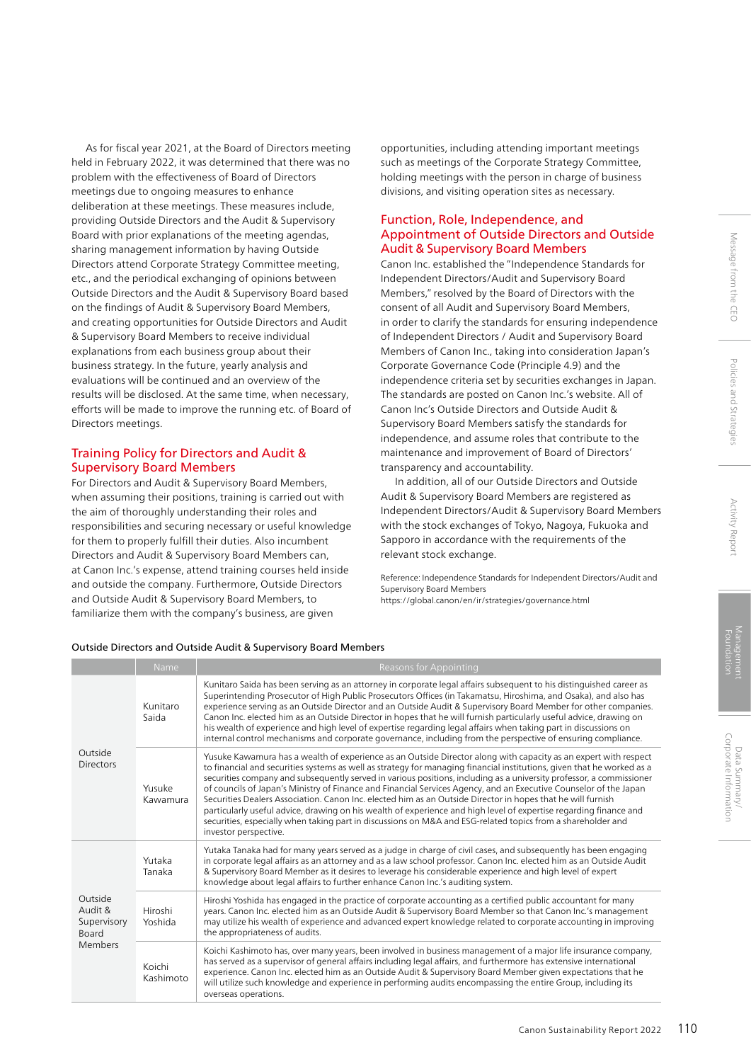As for fiscal year 2021, at the Board of Directors meeting held in February 2022, it was determined that there was no problem with the effectiveness of Board of Directors meetings due to ongoing measures to enhance deliberation at these meetings. These measures include, providing Outside Directors and the Audit & Supervisory Board with prior explanations of the meeting agendas, sharing management information by having Outside Directors attend Corporate Strategy Committee meeting, etc., and the periodical exchanging of opinions between Outside Directors and the Audit & Supervisory Board based on the findings of Audit & Supervisory Board Members, and creating opportunities for Outside Directors and Audit & Supervisory Board Members to receive individual explanations from each business group about their business strategy. In the future, yearly analysis and evaluations will be continued and an overview of the results will be disclosed. At the same time, when necessary, efforts will be made to improve the running etc. of Board of Directors meetings.

## Training Policy for Directors and Audit & Supervisory Board Members

For Directors and Audit & Supervisory Board Members, when assuming their positions, training is carried out with the aim of thoroughly understanding their roles and responsibilities and securing necessary or useful knowledge for them to properly fulfill their duties. Also incumbent Directors and Audit & Supervisory Board Members can, at Canon Inc.'s expense, attend training courses held inside and outside the company. Furthermore, Outside Directors and Outside Audit & Supervisory Board Members, to familiarize them with the company's business, are given opportunities, including attending important meetings such as meetings of the Corporate Strategy Committee, holding meetings with the person in charge of business divisions, and visiting operation sites as necessary.

## Function, Role, Independence, and Appointment of Outside Directors and Outside Audit & Supervisory Board Members

Canon Inc. established the "Independence Standards for Independent Directors/Audit and Supervisory Board Members," resolved by the Board of Directors with the consent of all Audit and Supervisory Board Members, in order to clarify the standards for ensuring independence of Independent Directors / Audit and Supervisory Board Members of Canon Inc., taking into consideration Japan's Corporate Governance Code (Principle 4.9) and the independence criteria set by securities exchanges in Japan. The standards are posted on Canon Inc.'s website. All of Canon Inc's Outside Directors and Outside Audit & Supervisory Board Members satisfy the standards for independence, and assume roles that contribute to the maintenance and improvement of Board of Directors' transparency and accountability.

In addition, all of our Outside Directors and Outside Audit & Supervisory Board Members are registered as Independent Directors/Audit & Supervisory Board Members with the stock exchanges of Tokyo, Nagoya, Fukuoka and Sapporo in accordance with the requirements of the relevant stock exchange.

Reference: Independence Standards for Independent Directors/Audit and Supervisory Board Members
https://global.canon/en/ir/strategies/governance.html

**Outside Directors and Outside Audit & Supervisory Board Members**

| | Name | Reasons for Appointing |
|---|---|---|
| Outside Directors | Kunitaro Saida | Kunitaro Saida has been serving as an attorney in corporate legal affairs subsequent to his distinguished career as Superintending Prosecutor of High Public Prosecutors Offices (in Takamatsu, Hiroshima, and Osaka), and also has experience serving as an Outside Director and an Outside Audit & Supervisory Board Member for other companies. Canon Inc. elected him as an Outside Director in hopes that he will furnish particularly useful advice, drawing on his wealth of experience and high level of expertise regarding legal affairs when taking part in discussions on internal control mechanisms and corporate governance, including from the perspective of ensuring compliance. |
| | Yusuke Kawamura | Yusuke Kawamura has a wealth of experience as an Outside Director along with capacity as an expert with respect to financial and securities systems as well as strategy for managing financial institutions, given that he worked as a securities company and subsequently served in various positions, including as a university professor, a commissioner of councils of Japan's Ministry of Finance and Financial Services Agency, and an Executive Counselor of the Japan Securities Dealers Association. Canon Inc. elected him as an Outside Director in hopes that he will furnish particularly useful advice, drawing on his wealth of experience and high level of expertise regarding finance and securities, especially when taking part in discussions on M&A and ESG-related topics from a shareholder and investor perspective. |
| Outside Audit & Supervisory Board Members | Yutaka Tanaka | Yutaka Tanaka had for many years served as a judge in charge of civil cases, and subsequently has been engaging in corporate legal affairs as an attorney and as a law school professor. Canon Inc. elected him as an Outside Audit & Supervisory Board Member as it desires to leverage his considerable experience and high level of expert knowledge about legal affairs to further enhance Canon Inc.'s auditing system. |
| | Hiroshi Yoshida | Hiroshi Yoshida has engaged in the practice of corporate accounting as a certified public accountant for many years. Canon Inc. elected him as an Outside Audit & Supervisory Board Member so that Canon Inc.'s management may utilize his wealth of experience and advanced expert knowledge related to corporate accounting in improving the appropriateness of audits. |
| | Koichi Kashimoto | Koichi Kashimoto has, over many years, been involved in business management of a major life insurance company, has served as a supervisor of general affairs including legal affairs, and furthermore has extensive international experience. Canon Inc. elected him as an Outside Audit & Supervisory Board Member given expectations that he will utilize such knowledge and experience in performing audits encompassing the entire Group, including its overseas operations. |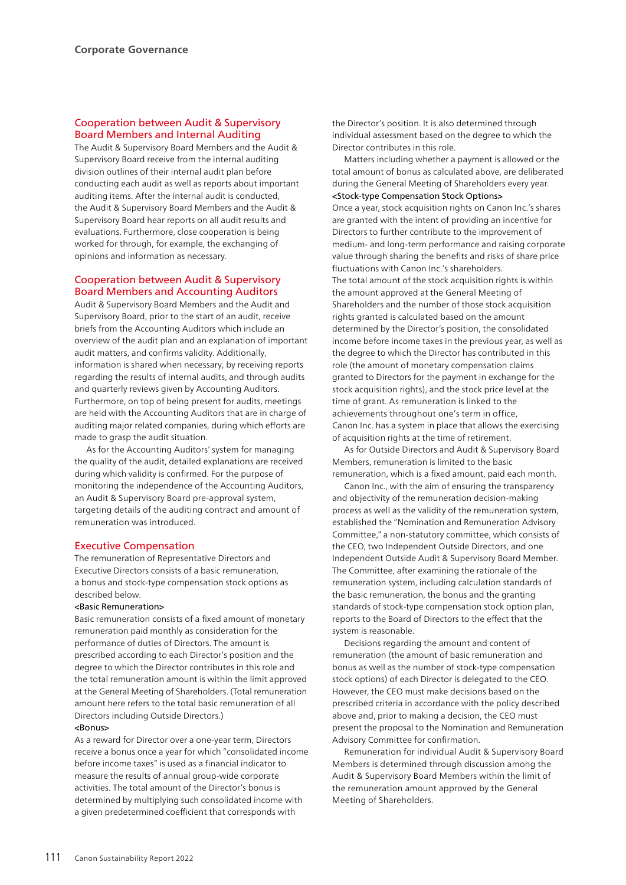## Cooperation between Audit & Supervisory Board Members and Internal Auditing

The Audit & Supervisory Board Members and the Audit & Supervisory Board receive from the internal auditing division outlines of their internal audit plan before conducting each audit as well as reports about important auditing items. After the internal audit is conducted, the Audit & Supervisory Board Members and the Audit & Supervisory Board hear reports on all audit results and evaluations. Furthermore, close cooperation is being worked for through, for example, the exchanging of opinions and information as necessary.

## Cooperation between Audit & Supervisory Board Members and Accounting Auditors

Audit & Supervisory Board Members and the Audit and Supervisory Board, prior to the start of an audit, receive briefs from the Accounting Auditors which include an overview of the audit plan and an explanation of important audit matters, and confirms validity. Additionally, information is shared when necessary, by receiving reports regarding the results of internal audits, and through audits and quarterly reviews given by Accounting Auditors. Furthermore, on top of being present for audits, meetings are held with the Accounting Auditors that are in charge of auditing major related companies, during which efforts are made to grasp the audit situation.

As for the Accounting Auditors' system for managing the quality of the audit, detailed explanations are received during which validity is confirmed. For the purpose of monitoring the independence of the Accounting Auditors, an Audit & Supervisory Board pre-approval system, targeting details of the auditing contract and amount of remuneration was introduced.

## Executive Compensation

The remuneration of Representative Directors and Executive Directors consists of a basic remuneration, a bonus and stock-type compensation stock options as described below.

<Basic Remuneration>

Basic remuneration consists of a fixed amount of monetary remuneration paid monthly as consideration for the performance of duties of Directors. The amount is prescribed according to each Director's position and the degree to which the Director contributes in this role and the total remuneration amount is within the limit approved at the General Meeting of Shareholders. (Total remuneration amount here refers to the total basic remuneration of all Directors including Outside Directors.)

<Bonus>

As a reward for Director over a one-year term, Directors receive a bonus once a year for which "consolidated income before income taxes" is used as a financial indicator to measure the results of annual group-wide corporate activities. The total amount of the Director's bonus is determined by multiplying such consolidated income with a given predetermined coefficient that corresponds with the Director's position. It is also determined through individual assessment based on the degree to which the Director contributes in this role.

Matters including whether a payment is allowed or the total amount of bonus as calculated above, are deliberated during the General Meeting of Shareholders every year.

<Stock-type Compensation Stock Options>

Once a year, stock acquisition rights on Canon Inc.'s shares are granted with the intent of providing an incentive for Directors to further contribute to the improvement of medium- and long-term performance and raising corporate value through sharing the benefits and risks of share price fluctuations with Canon Inc.'s shareholders.

The total amount of the stock acquisition rights is within the amount approved at the General Meeting of Shareholders and the number of those stock acquisition rights granted is calculated based on the amount determined by the Director's position, the consolidated income before income taxes in the previous year, as well as the degree to which the Director has contributed in this role (the amount of monetary compensation claims granted to Directors for the payment in exchange for the stock acquisition rights), and the stock price level at the time of grant. As remuneration is linked to the achievements throughout one's term in office, Canon Inc. has a system in place that allows the exercising of acquisition rights at the time of retirement.

As for Outside Directors and Audit & Supervisory Board Members, remuneration is limited to the basic remuneration, which is a fixed amount, paid each month.

Canon Inc., with the aim of ensuring the transparency and objectivity of the remuneration decision-making process as well as the validity of the remuneration system, established the "Nomination and Remuneration Advisory Committee," a non-statutory committee, which consists of the CEO, two Independent Outside Directors, and one Independent Outside Audit & Supervisory Board Member. The Committee, after examining the rationale of the remuneration system, including calculation standards of the basic remuneration, the bonus and the granting standards of stock-type compensation stock option plan, reports to the Board of Directors to the effect that the system is reasonable.

Decisions regarding the amount and content of remuneration (the amount of basic remuneration and bonus as well as the number of stock-type compensation stock options) of each Director is delegated to the CEO. However, the CEO must make decisions based on the prescribed criteria in accordance with the policy described above and, prior to making a decision, the CEO must present the proposal to the Nomination and Remuneration Advisory Committee for confirmation.

Remuneration for individual Audit & Supervisory Board Members is determined through discussion among the Audit & Supervisory Board Members within the limit of the remuneration amount approved by the General Meeting of Shareholders.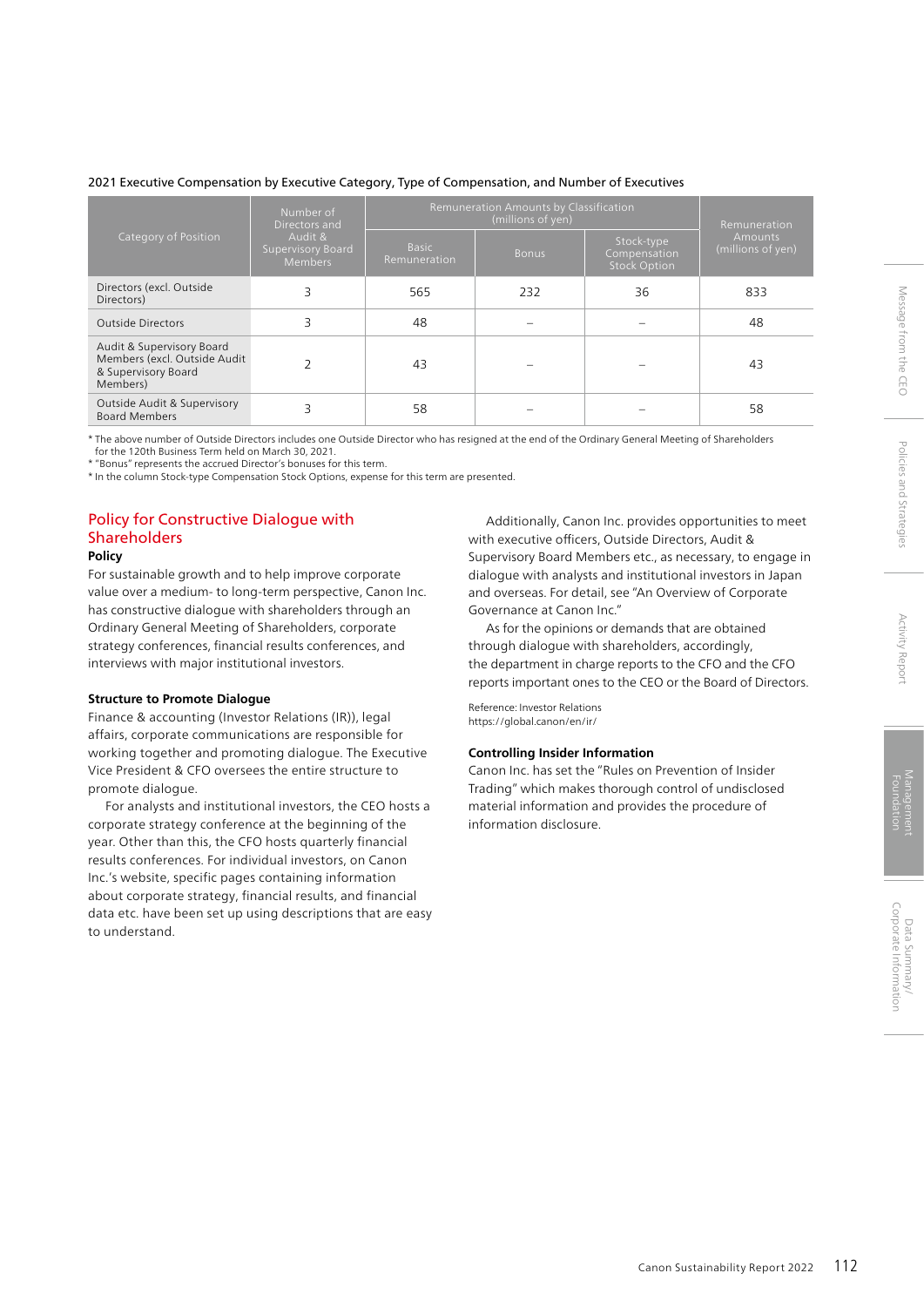2021 Executive Compensation by Executive Category, Type of Compensation, and Number of Executives

| Category of Position | Number of Directors and Audit & Supervisory Board Members | Remuneration Amounts by Classification (millions of yen) | | | Remuneration Amounts (millions of yen) |
|---|---|---|---|---|---|
| | | Basic Remuneration | Bonus | Stock-type Compensation Stock Option | |
| Directors (excl. Outside Directors) | 3 | 565 | 232 | 36 | 833 |
| Outside Directors | 3 | 48 | – | – | 48 |
| Audit & Supervisory Board Members (excl. Outside Audit & Supervisory Board Members) | 2 | 43 | – | – | 43 |
| Outside Audit & Supervisory Board Members | 3 | 58 | – | – | 58 |

* The above number of Outside Directors includes one Outside Director who has resigned at the end of the Ordinary General Meeting of Shareholders for the 120th Business Term held on March 30, 2021.
* "Bonus" represents the accrued Director's bonuses for this term.
* In the column Stock-type Compensation Stock Options, expense for this term are presented.

## Policy for Constructive Dialogue with Shareholders

### Policy

For sustainable growth and to help improve corporate value over a medium- to long-term perspective, Canon Inc. has constructive dialogue with shareholders through an Ordinary General Meeting of Shareholders, corporate strategy conferences, financial results conferences, and interviews with major institutional investors.

### Structure to Promote Dialogue

Finance & accounting (Investor Relations (IR)), legal affairs, corporate communications are responsible for working together and promoting dialogue. The Executive Vice President & CFO oversees the entire structure to promote dialogue.

For analysts and institutional investors, the CEO hosts a corporate strategy conference at the beginning of the year. Other than this, the CFO hosts quarterly financial results conferences. For individual investors, on Canon Inc.'s website, specific pages containing information about corporate strategy, financial results, and financial data etc. have been set up using descriptions that are easy to understand.

Additionally, Canon Inc. provides opportunities to meet with executive officers, Outside Directors, Audit & Supervisory Board Members etc., as necessary, to engage in dialogue with analysts and institutional investors in Japan and overseas. For detail, see "An Overview of Corporate Governance at Canon Inc."

As for the opinions or demands that are obtained through dialogue with shareholders, accordingly, the department in charge reports to the CFO and the CFO reports important ones to the CEO or the Board of Directors.

Reference: Investor Relations
https://global.canon/en/ir/

### Controlling Insider Information

Canon Inc. has set the "Rules on Prevention of Insider Trading" which makes thorough control of undisclosed material information and provides the procedure of information disclosure.